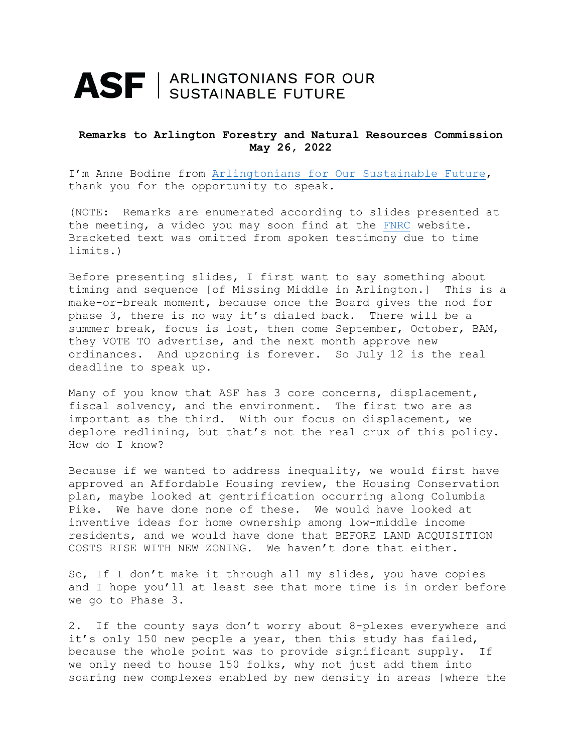# ASF | ARLINGTONIANS FOR OUR SUSTAINABLE FUTURE

**Remarks to Arlington Forestry and Natural Resources Commission**
**May 26, 2022**

I'm Anne Bodine from Arlingtonians for Our Sustainable Future, thank you for the opportunity to speak.

(NOTE: Remarks are enumerated according to slides presented at the meeting, a video you may soon find at the FNRC website. Bracketed text was omitted from spoken testimony due to time limits.)

Before presenting slides, I first want to say something about timing and sequence [of Missing Middle in Arlington.] This is a make-or-break moment, because once the Board gives the nod for phase 3, there is no way it's dialed back. There will be a summer break, focus is lost, then come September, October, BAM, they VOTE TO advertise, and the next month approve new ordinances. And upzoning is forever. So July 12 is the real deadline to speak up.

Many of you know that ASF has 3 core concerns, displacement, fiscal solvency, and the environment. The first two are as important as the third. With our focus on displacement, we deplore redlining, but that's not the real crux of this policy. How do I know?

Because if we wanted to address inequality, we would first have approved an Affordable Housing review, the Housing Conservation plan, maybe looked at gentrification occurring along Columbia Pike. We have done none of these. We would have looked at inventive ideas for home ownership among low-middle income residents, and we would have done that BEFORE LAND ACQUISITION COSTS RISE WITH NEW ZONING. We haven't done that either.

So, If I don't make it through all my slides, you have copies and I hope you'll at least see that more time is in order before we go to Phase 3.

2. If the county says don't worry about 8-plexes everywhere and it's only 150 new people a year, then this study has failed, because the whole point was to provide significant supply. If we only need to house 150 folks, why not just add them into soaring new complexes enabled by new density in areas [where the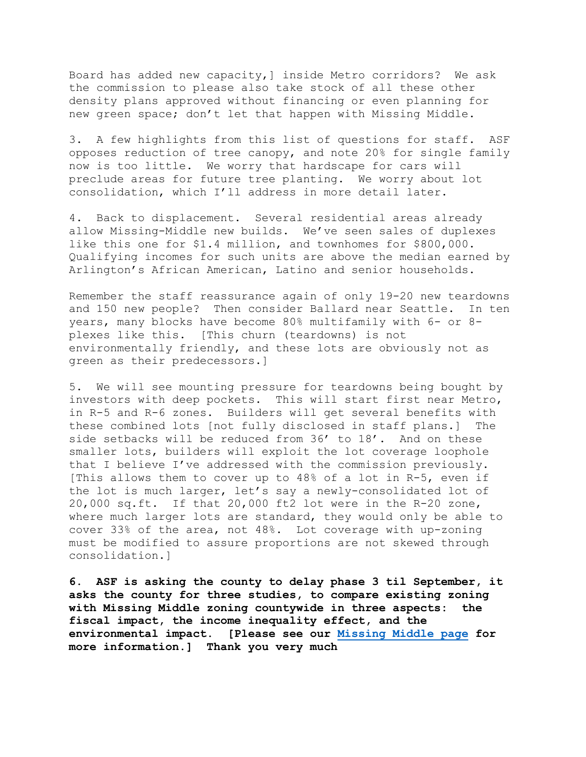Board has added new capacity,] inside Metro corridors? We ask the commission to please also take stock of all these other density plans approved without financing or even planning for new green space; don't let that happen with Missing Middle.

3. A few highlights from this list of questions for staff. ASF opposes reduction of tree canopy, and note 20% for single family now is too little. We worry that hardscape for cars will preclude areas for future tree planting. We worry about lot consolidation, which I'll address in more detail later.

4. Back to displacement. Several residential areas already allow Missing-Middle new builds. We've seen sales of duplexes like this one for $1.4 million, and townhomes for $800,000. Qualifying incomes for such units are above the median earned by Arlington's African American, Latino and senior households.

Remember the staff reassurance again of only 19-20 new teardowns and 150 new people? Then consider Ballard near Seattle. In ten years, many blocks have become 80% multifamily with 6- or 8-plexes like this. [This churn (teardowns) is not environmentally friendly, and these lots are obviously not as green as their predecessors.]

5. We will see mounting pressure for teardowns being bought by investors with deep pockets. This will start first near Metro, in R-5 and R-6 zones. Builders will get several benefits with these combined lots [not fully disclosed in staff plans.] The side setbacks will be reduced from 36' to 18'. And on these smaller lots, builders will exploit the lot coverage loophole that I believe I've addressed with the commission previously. [This allows them to cover up to 48% of a lot in R-5, even if the lot is much larger, let's say a newly-consolidated lot of 20,000 sq.ft. If that 20,000 ft2 lot were in the R-20 zone, where much larger lots are standard, they would only be able to cover 33% of the area, not 48%. Lot coverage with up-zoning must be modified to assure proportions are not skewed through consolidation.]

**6. ASF is asking the county to delay phase 3 til September, it asks the county for three studies, to compare existing zoning with Missing Middle zoning countywide in three aspects: the fiscal impact, the income inequality effect, and the environmental impact. [Please see our Missing Middle page for more information.] Thank you very much**